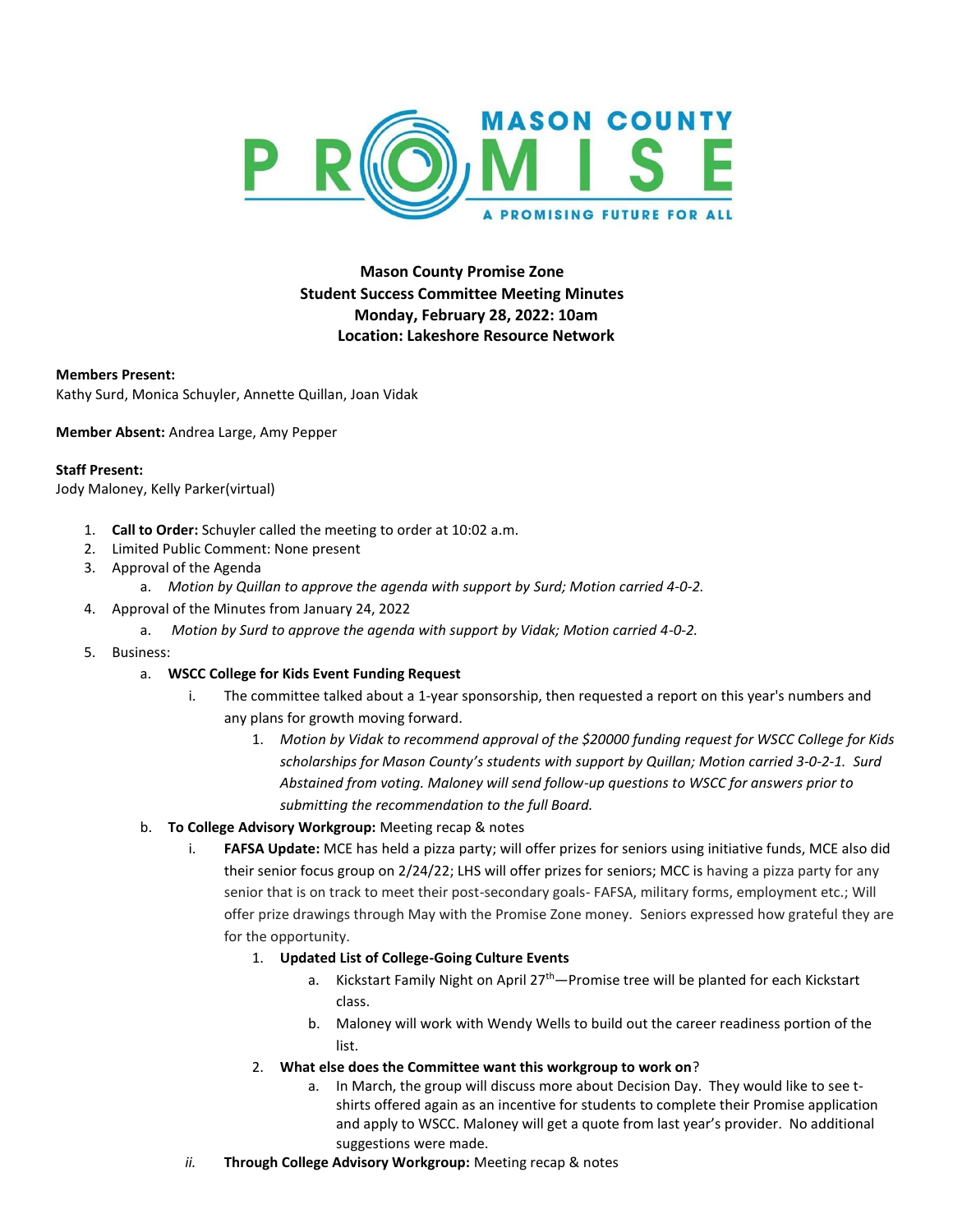**Mason County Promise Zone**
**Student Success Committee Meeting Minutes**
**Monday, February 28, 2022: 10am**
**Location: Lakeshore Resource Network**

**Members Present:**
Kathy Surd, Monica Schuyler, Annette Quillan, Joan Vidak

**Member Absent:** Andrea Large, Amy Pepper

**Staff Present:**
Jody Maloney, Kelly Parker(virtual)

1. **Call to Order:** Schuyler called the meeting to order at 10:02 a.m.
2. Limited Public Comment: None present
3. Approval of the Agenda
    a. *Motion by Quillan to approve the agenda with support by Surd; Motion carried 4-0-2.*
4. Approval of the Minutes from January 24, 2022
    a. *Motion by Surd to approve the agenda with support by Vidak; Motion carried 4-0-2.*
5. Business:
    a. **WSCC College for Kids Event Funding Request**
        i. The committee talked about a 1-year sponsorship, then requested a report on this year's numbers and any plans for growth moving forward.
            1. *Motion by Vidak to recommend approval of the $20000 funding request for WSCC College for Kids scholarships for Mason County's students with support by Quillan; Motion carried 3-0-2-1. Surd Abstained from voting. Maloney will send follow-up questions to WSCC for answers prior to submitting the recommendation to the full Board.*
    b. **To College Advisory Workgroup:** Meeting recap & notes
        i. **FAFSA Update:** MCE has held a pizza party; will offer prizes for seniors using initiative funds, MCE also did their senior focus group on 2/24/22; LHS will offer prizes for seniors; MCC is having a pizza party for any senior that is on track to meet their post-secondary goals- FAFSA, military forms, employment etc.; Will offer prize drawings through May with the Promise Zone money. Seniors expressed how grateful they are for the opportunity.
            1. **Updated List of College-Going Culture Events**
                a. Kickstart Family Night on April 27th—Promise tree will be planted for each Kickstart class.
                b. Maloney will work with Wendy Wells to build out the career readiness portion of the list.
            2. **What else does the Committee want this workgroup to work on**?
                a. In March, the group will discuss more about Decision Day. They would like to see t-shirts offered again as an incentive for students to complete their Promise application and apply to WSCC. Maloney will get a quote from last year's provider. No additional suggestions were made.
        *ii.* **Through College Advisory Workgroup:** Meeting recap & notes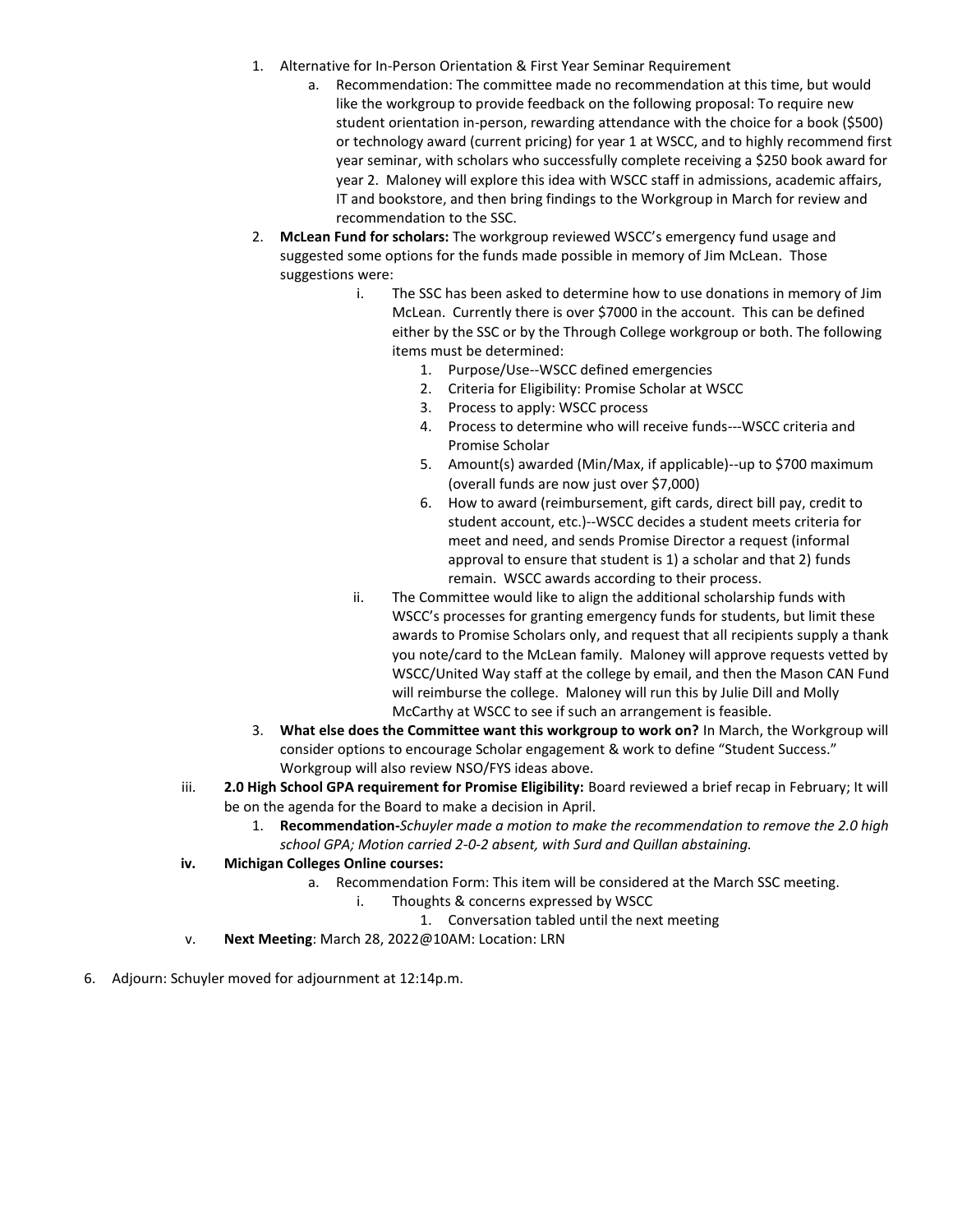1. Alternative for In-Person Orientation & First Year Seminar Requirement
    a. Recommendation: The committee made no recommendation at this time, but would like the workgroup to provide feedback on the following proposal: To require new student orientation in-person, rewarding attendance with the choice for a book ($500) or technology award (current pricing) for year 1 at WSCC, and to highly recommend first year seminar, with scholars who successfully complete receiving a $250 book award for year 2. Maloney will explore this idea with WSCC staff in admissions, academic affairs, IT and bookstore, and then bring findings to the Workgroup in March for review and recommendation to the SSC.
2. **McLean Fund for scholars:** The workgroup reviewed WSCC's emergency fund usage and suggested some options for the funds made possible in memory of Jim McLean. Those suggestions were:
    i. The SSC has been asked to determine how to use donations in memory of Jim McLean. Currently there is over $7000 in the account. This can be defined either by the SSC or by the Through College workgroup or both. The following items must be determined:
        1. Purpose/Use--WSCC defined emergencies
        2. Criteria for Eligibility: Promise Scholar at WSCC
        3. Process to apply: WSCC process
        4. Process to determine who will receive funds---WSCC criteria and Promise Scholar
        5. Amount(s) awarded (Min/Max, if applicable)--up to $700 maximum (overall funds are now just over $7,000)
        6. How to award (reimbursement, gift cards, direct bill pay, credit to student account, etc.)--WSCC decides a student meets criteria for meet and need, and sends Promise Director a request (informal approval to ensure that student is 1) a scholar and that 2) funds remain. WSCC awards according to their process.
    ii. The Committee would like to align the additional scholarship funds with WSCC's processes for granting emergency funds for students, but limit these awards to Promise Scholars only, and request that all recipients supply a thank you note/card to the McLean family. Maloney will approve requests vetted by WSCC/United Way staff at the college by email, and then the Mason CAN Fund will reimburse the college. Maloney will run this by Julie Dill and Molly McCarthy at WSCC to see if such an arrangement is feasible.
3. **What else does the Committee want this workgroup to work on?** In March, the Workgroup will consider options to encourage Scholar engagement & work to define "Student Success." Workgroup will also review NSO/FYS ideas above.

iii. **2.0 High School GPA requirement for Promise Eligibility:** Board reviewed a brief recap in February; It will be on the agenda for the Board to make a decision in April.
1. **Recommendation-***Schuyler made a motion to make the recommendation to remove the 2.0 high school GPA; Motion carried 2-0-2 absent, with Surd and Quillan abstaining.*

**iv. Michigan Colleges Online courses:**
a. Recommendation Form: This item will be considered at the March SSC meeting.
    i. Thoughts & concerns expressed by WSCC
        1. Conversation tabled until the next meeting

v. **Next Meeting**: March 28, 2022@10AM: Location: LRN

6. Adjourn: Schuyler moved for adjournment at 12:14p.m.